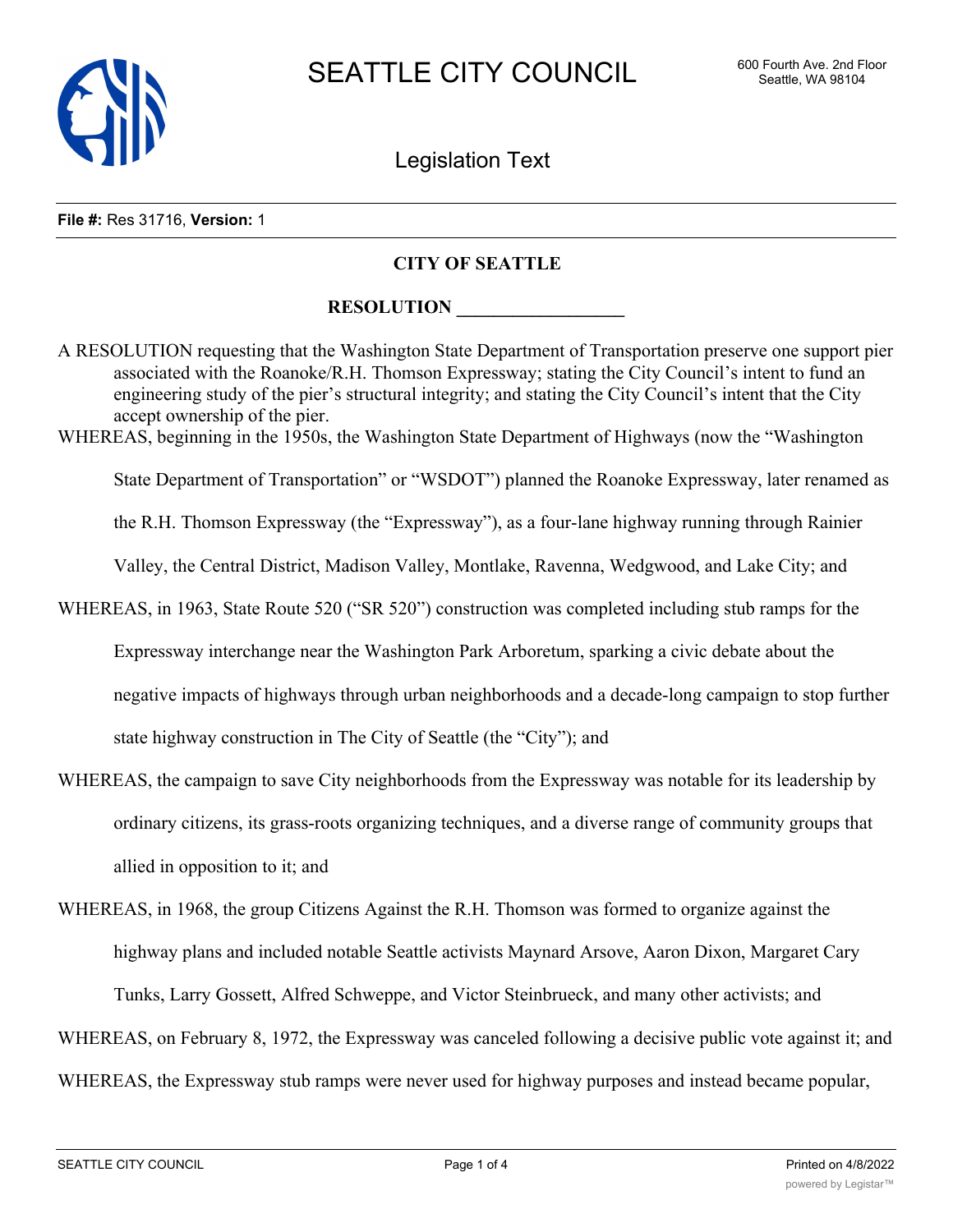# SEATTLE CITY COUNCIL

600 Fourth Ave. 2nd Floor
Seattle, WA 98104

## Legislation Text

**File #:** Res 31716, **Version:** 1

**CITY OF SEATTLE**

**RESOLUTION __________________**

A RESOLUTION requesting that the Washington State Department of Transportation preserve one support pier associated with the Roanoke/R.H. Thomson Expressway; stating the City Council's intent to fund an engineering study of the pier's structural integrity; and stating the City Council's intent that the City accept ownership of the pier.

WHEREAS, beginning in the 1950s, the Washington State Department of Highways (now the "Washington State Department of Transportation" or "WSDOT") planned the Roanoke Expressway, later renamed as the R.H. Thomson Expressway (the "Expressway"), as a four-lane highway running through Rainier Valley, the Central District, Madison Valley, Montlake, Ravenna, Wedgwood, and Lake City; and

WHEREAS, in 1963, State Route 520 ("SR 520") construction was completed including stub ramps for the Expressway interchange near the Washington Park Arboretum, sparking a civic debate about the negative impacts of highways through urban neighborhoods and a decade-long campaign to stop further state highway construction in The City of Seattle (the "City"); and

WHEREAS, the campaign to save City neighborhoods from the Expressway was notable for its leadership by ordinary citizens, its grass-roots organizing techniques, and a diverse range of community groups that allied in opposition to it; and

WHEREAS, in 1968, the group Citizens Against the R.H. Thomson was formed to organize against the highway plans and included notable Seattle activists Maynard Arsove, Aaron Dixon, Margaret Cary Tunks, Larry Gossett, Alfred Schweppe, and Victor Steinbrueck, and many other activists; and

WHEREAS, on February 8, 1972, the Expressway was canceled following a decisive public vote against it; and

WHEREAS, the Expressway stub ramps were never used for highway purposes and instead became popular,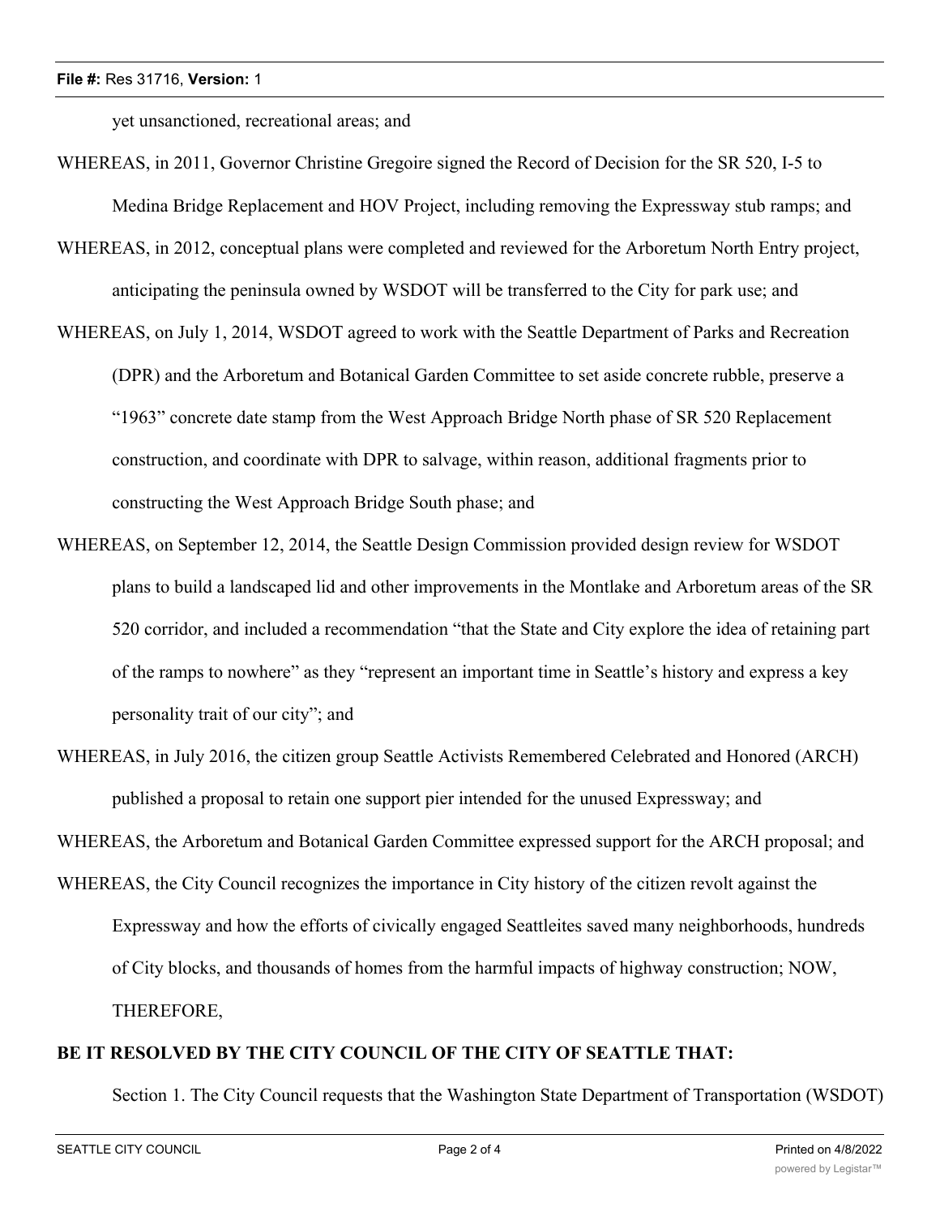yet unsanctioned, recreational areas; and

WHEREAS, in 2011, Governor Christine Gregoire signed the Record of Decision for the SR 520, I-5 to Medina Bridge Replacement and HOV Project, including removing the Expressway stub ramps; and

WHEREAS, in 2012, conceptual plans were completed and reviewed for the Arboretum North Entry project, anticipating the peninsula owned by WSDOT will be transferred to the City for park use; and

WHEREAS, on July 1, 2014, WSDOT agreed to work with the Seattle Department of Parks and Recreation (DPR) and the Arboretum and Botanical Garden Committee to set aside concrete rubble, preserve a "1963" concrete date stamp from the West Approach Bridge North phase of SR 520 Replacement construction, and coordinate with DPR to salvage, within reason, additional fragments prior to constructing the West Approach Bridge South phase; and

WHEREAS, on September 12, 2014, the Seattle Design Commission provided design review for WSDOT plans to build a landscaped lid and other improvements in the Montlake and Arboretum areas of the SR 520 corridor, and included a recommendation "that the State and City explore the idea of retaining part of the ramps to nowhere" as they "represent an important time in Seattle's history and express a key personality trait of our city"; and

WHEREAS, in July 2016, the citizen group Seattle Activists Remembered Celebrated and Honored (ARCH) published a proposal to retain one support pier intended for the unused Expressway; and

WHEREAS, the Arboretum and Botanical Garden Committee expressed support for the ARCH proposal; and

WHEREAS, the City Council recognizes the importance in City history of the citizen revolt against the Expressway and how the efforts of civically engaged Seattleites saved many neighborhoods, hundreds of City blocks, and thousands of homes from the harmful impacts of highway construction; NOW, THEREFORE,

**BE IT RESOLVED BY THE CITY COUNCIL OF THE CITY OF SEATTLE THAT:**

Section 1. The City Council requests that the Washington State Department of Transportation (WSDOT)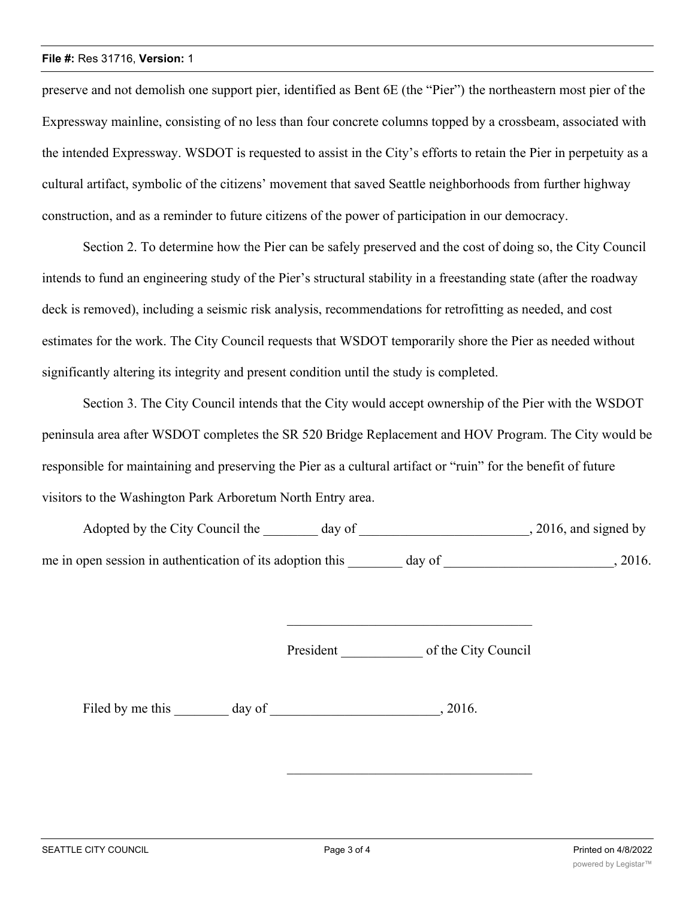preserve and not demolish one support pier, identified as Bent 6E (the "Pier") the northeastern most pier of the Expressway mainline, consisting of no less than four concrete columns topped by a crossbeam, associated with the intended Expressway. WSDOT is requested to assist in the City's efforts to retain the Pier in perpetuity as a cultural artifact, symbolic of the citizens' movement that saved Seattle neighborhoods from further highway construction, and as a reminder to future citizens of the power of participation in our democracy.

Section 2. To determine how the Pier can be safely preserved and the cost of doing so, the City Council intends to fund an engineering study of the Pier's structural stability in a freestanding state (after the roadway deck is removed), including a seismic risk analysis, recommendations for retrofitting as needed, and cost estimates for the work. The City Council requests that WSDOT temporarily shore the Pier as needed without significantly altering its integrity and present condition until the study is completed.

Section 3. The City Council intends that the City would accept ownership of the Pier with the WSDOT peninsula area after WSDOT completes the SR 520 Bridge Replacement and HOV Program. The City would be responsible for maintaining and preserving the Pier as a cultural artifact or "ruin" for the benefit of future visitors to the Washington Park Arboretum North Entry area.

Adopted by the City Council the ________ day of _________________________, 2016, and signed by me in open session in authentication of its adoption this ________ day of _________________________, 2016.

_____________________________________

President ____________ of the City Council

Filed by me this ________ day of _________________________, 2016.

_____________________________________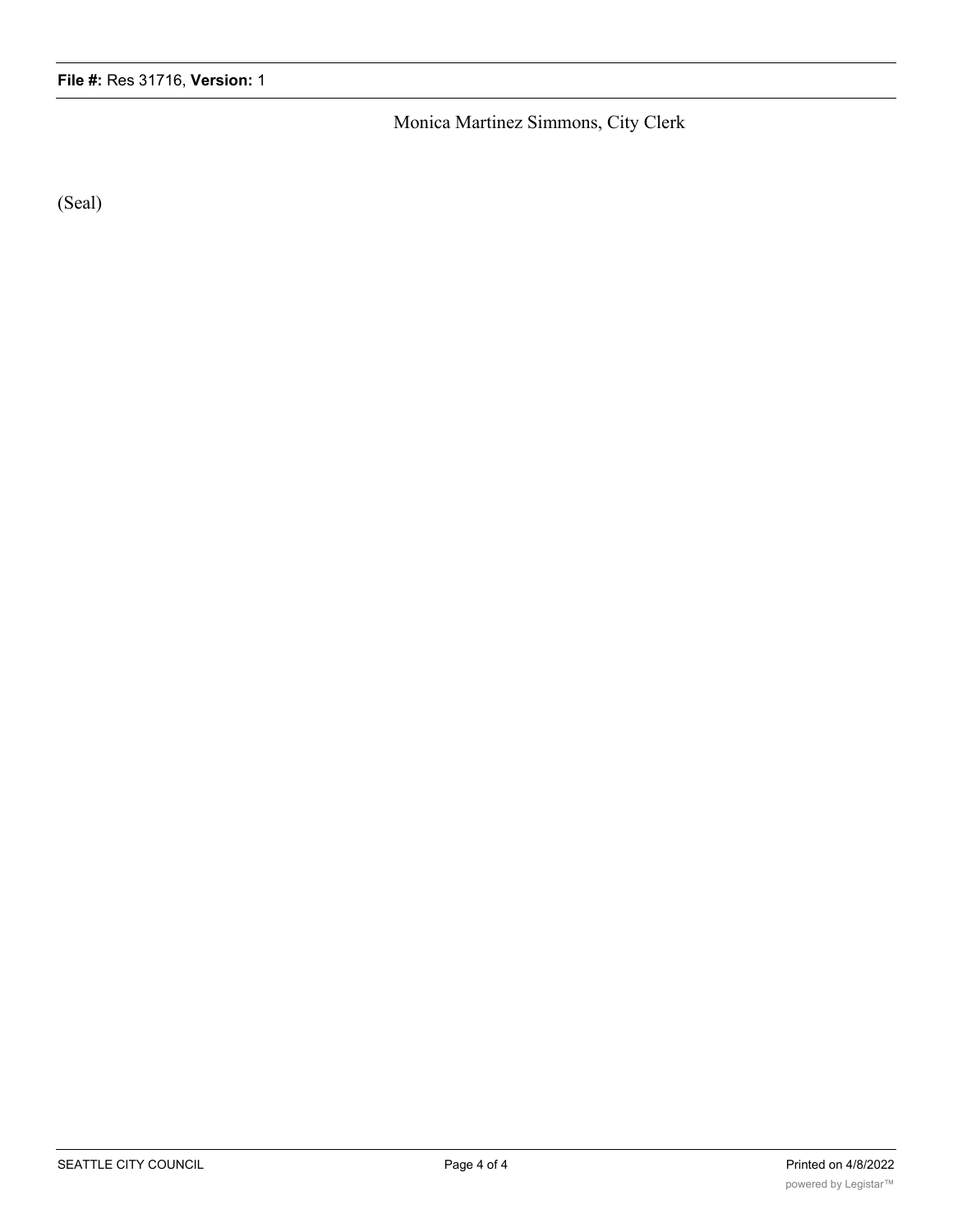Monica Martinez Simmons, City Clerk

(Seal)